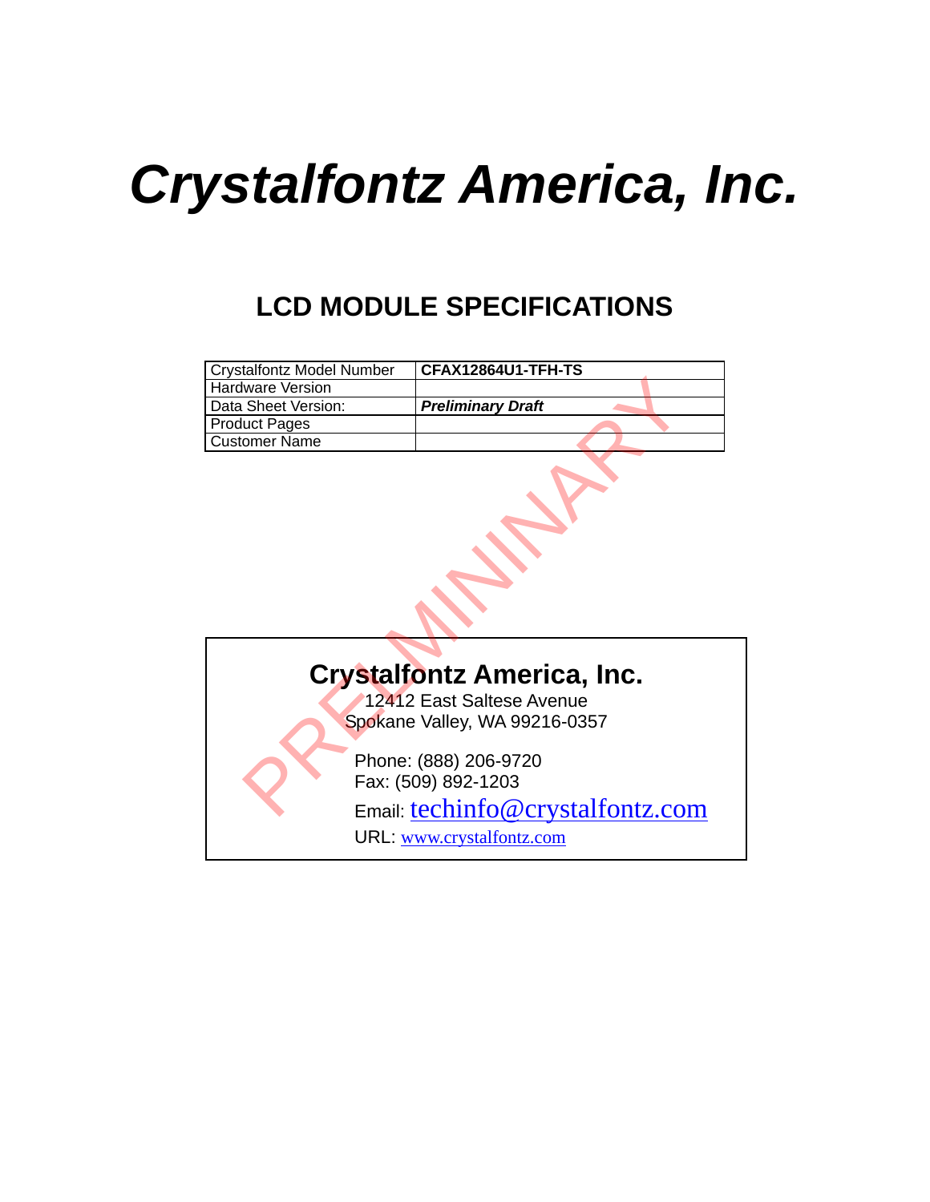# *Crystalfontz America, Inc.*

## LCD MODULE SPECIFICATIONS

| Crystalfontz Model Number | **CFAX12864U1-TFH-TS** |
|---|---|
| Hardware Version | |
| Data Sheet Version: | ***Preliminary Draft*** |
| Product Pages | |
| Customer Name | |

PRELIMINARY

**Crystalfontz America, Inc.**
12412 East Saltese Avenue
Spokane Valley, WA 99216-0357

Phone: (888) 206-9720
Fax: (509) 892-1203
Email: techinfo@crystalfontz.com
URL: www.crystalfontz.com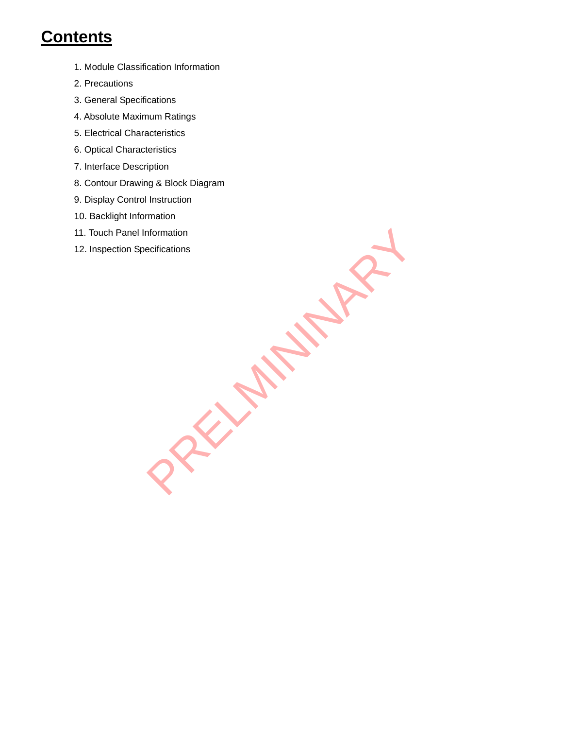# Contents

1. Module Classification Information
2. Precautions
3. General Specifications
4. Absolute Maximum Ratings
5. Electrical Characteristics
6. Optical Characteristics
7. Interface Description
8. Contour Drawing & Block Diagram
9. Display Control Instruction
10. Backlight Information
11. Touch Panel Information
12. Inspection Specifications

PRELMININARY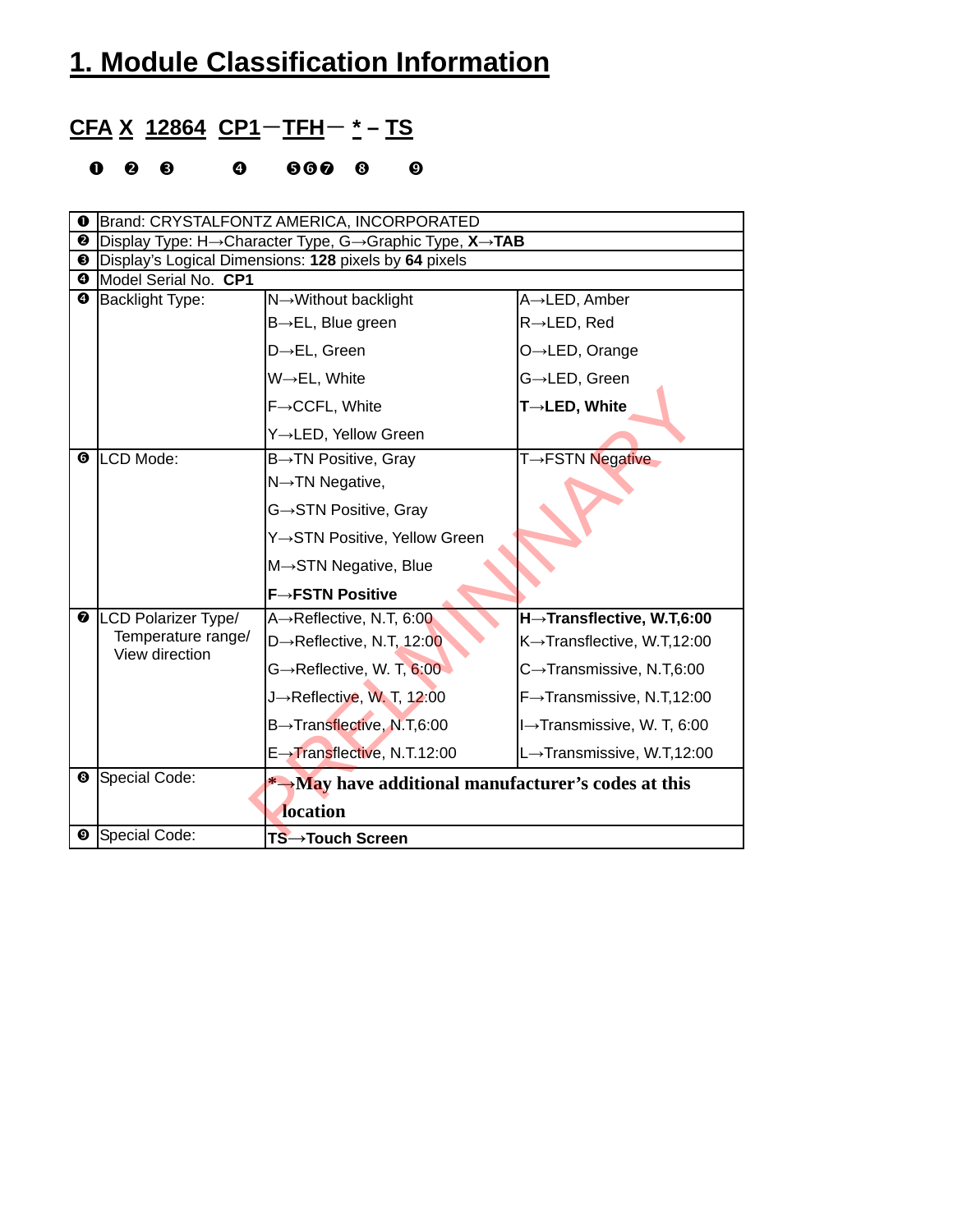# 1. Module Classification Information

**CFA X 12864 CP1－TFH－ * – TS**

❶ ❷ ❸ ❹ ❺❻❼ ❽ ❾

| | | | |
|---|---|---|---|
| ❶ | Brand: CRYSTALFONTZ AMERICA, INCORPORATED | | |
| ❷ | Display Type: H→Character Type, G→Graphic Type, **X→TAB** | | |
| ❸ | Display's Logical Dimensions: **128** pixels by **64** pixels | | |
| ❹ | Model Serial No. **CP1** | | |
| ❺ | Backlight Type: | N→Without backlight<br>B→EL, Blue green<br>D→EL, Green<br>W→EL, White<br>F→CCFL, White<br>Y→LED, Yellow Green | A→LED, Amber<br>R→LED, Red<br>O→LED, Orange<br>G→LED, Green<br>**T→LED, White** |
| ❻ | LCD Mode: | B→TN Positive, Gray<br>N→TN Negative,<br>G→STN Positive, Gray<br>Y→STN Positive, Yellow Green<br>M→STN Negative, Blue<br>**F→FSTN Positive** | T→FSTN Negative |
| ❼ | LCD Polarizer Type/ Temperature range/ View direction | A→Reflective, N.T, 6:00<br>D→Reflective, N.T, 12:00<br>G→Reflective, W. T, 6:00<br>J→Reflective, W. T, 12:00<br>B→Transflective, N.T,6:00<br>E→Transflective, N.T.12:00 | **H→Transflective, W.T,6:00**<br>K→Transflective, W.T,12:00<br>C→Transmissive, N.T,6:00<br>F→Transmissive, N.T,12:00<br>I→Transmissive, W. T, 6:00<br>L→Transmissive, W.T,12:00 |
| ❽ | Special Code: | ***→May have additional manufacturer's codes at this location** | |
| ❾ | Special Code: | **TS→Touch Screen** | |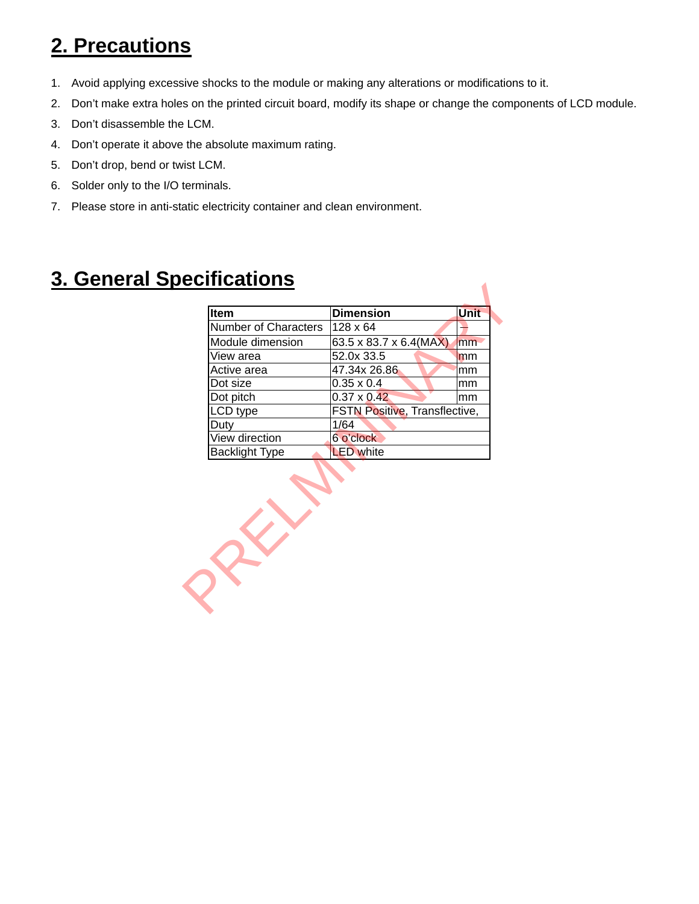## 2. Precautions

1. Avoid applying excessive shocks to the module or making any alterations or modifications to it.
2. Don't make extra holes on the printed circuit board, modify its shape or change the components of LCD module.
3. Don't disassemble the LCM.
4. Don't operate it above the absolute maximum rating.
5. Don't drop, bend or twist LCM.
6. Solder only to the I/O terminals.
7. Please store in anti-static electricity container and clean environment.

## 3. General Specifications

| Item | Dimension | Unit |
|---|---|---|
| Number of Characters | 128 x 64 | — |
| Module dimension | 63.5 x 83.7 x 6.4(MAX) | mm |
| View area | 52.0x 33.5 | mm |
| Active area | 47.34x 26.86 | mm |
| Dot size | 0.35 x 0.4 | mm |
| Dot pitch | 0.37 x 0.42 | mm |
| LCD type | FSTN Positive, Transflective, | |
| Duty | 1/64 | |
| View direction | 6 o'clock | |
| Backlight Type | LED white | |

PRELMINARY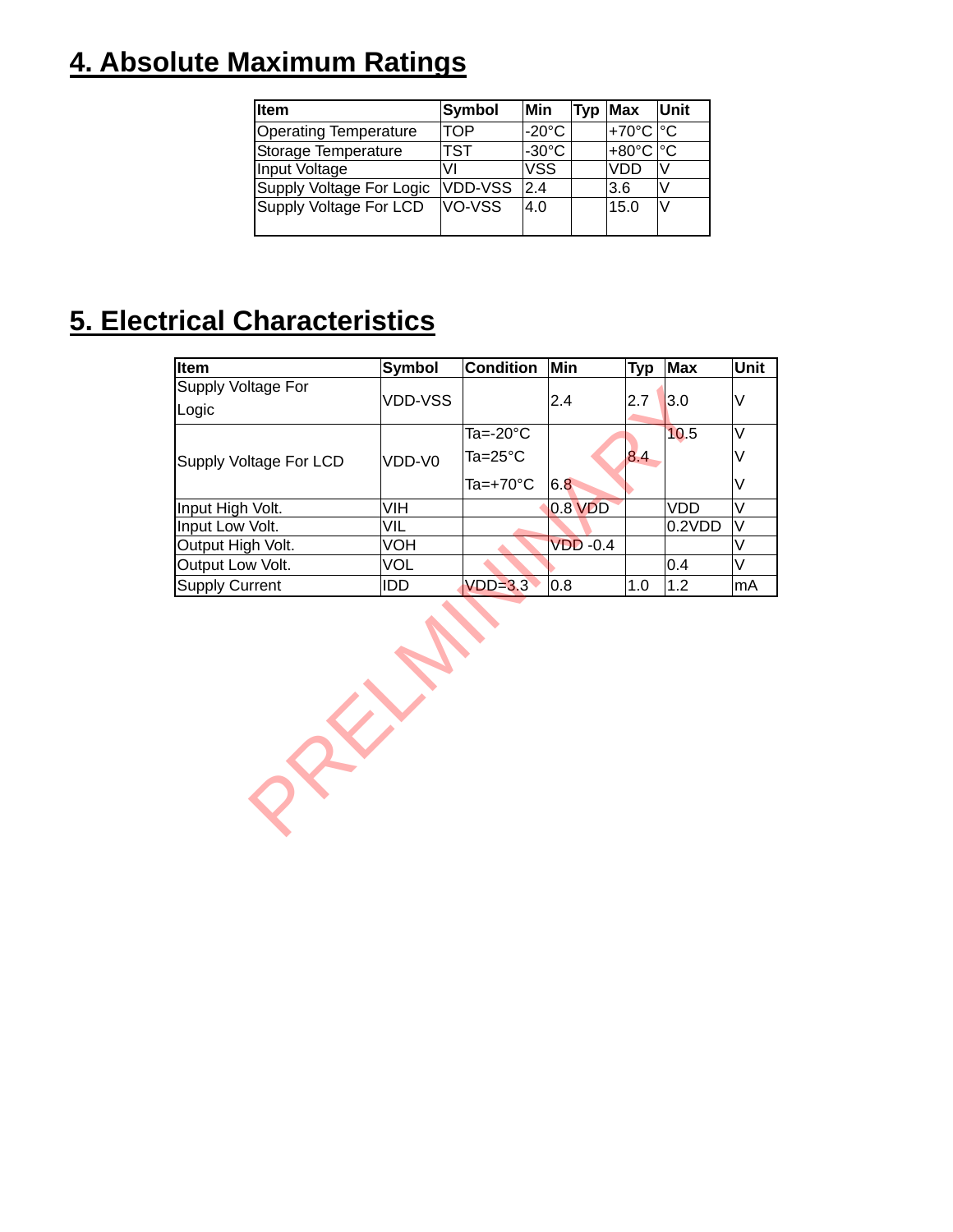# 4. Absolute Maximum Ratings

| Item | Symbol | Min | Typ | Max | Unit |
|---|---|---|---|---|---|
| Operating Temperature | TOP | -20°C | | +70°C | °C |
| Storage Temperature | TST | -30°C | | +80°C | °C |
| Input Voltage | VI | VSS | | VDD | V |
| Supply Voltage For Logic | VDD-VSS | 2.4 | | 3.6 | V |
| Supply Voltage For LCD | VO-VSS | 4.0 | | 15.0 | V |

# 5. Electrical Characteristics

| Item | Symbol | Condition | Min | Typ | Max | Unit |
|---|---|---|---|---|---|---|
| Supply Voltage For Logic | VDD-VSS | | 2.4 | 2.7 | 3.0 | V |
| Supply Voltage For LCD | VDD-V0 | Ta=-20°C | | | 10.5 | V |
| | | Ta=25°C | | 8.4 | | V |
| | | Ta=+70°C | 6.8 | | | V |
| Input High Volt. | VIH | | 0.8 VDD | | VDD | V |
| Input Low Volt. | VIL | | | | 0.2VDD | V |
| Output High Volt. | VOH | | VDD -0.4 | | | V |
| Output Low Volt. | VOL | | | | 0.4 | V |
| Supply Current | IDD | VDD=3.3 | 0.8 | 1.0 | 1.2 | mA |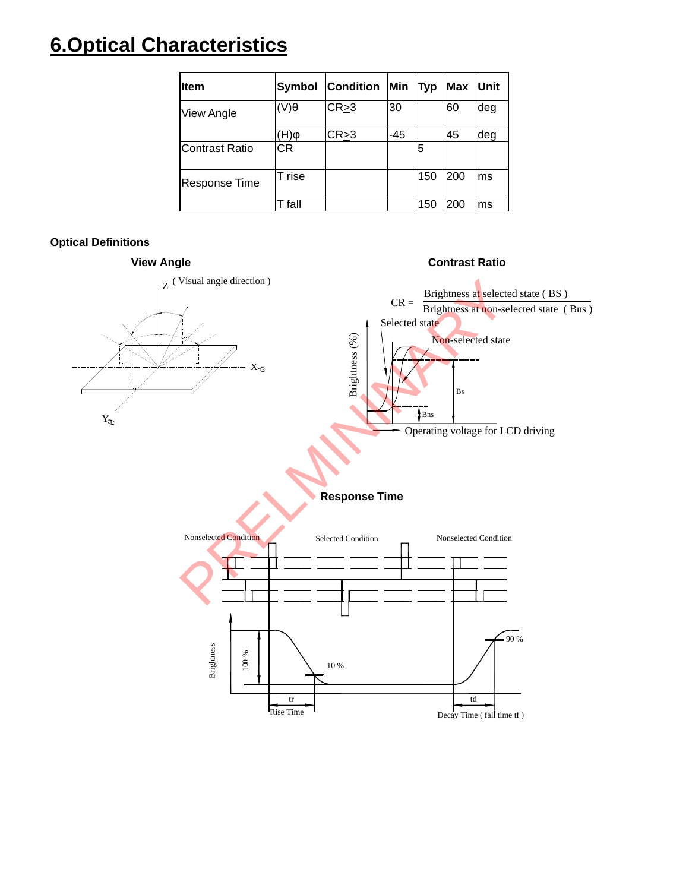# 6.Optical Characteristics

| Item | Symbol | Condition | Min | Typ | Max | Unit |
|---|---|---|---|---|---|---|
| View Angle | (V)θ | CR≥3 | 30 | | 60 | deg |
| | (H)φ | CR≥3 | -45 | | 45 | deg |
| Contrast Ratio | CR | | | 5 | | |
| Response Time | T rise | | | 150 | 200 | ms |
| | T fall | | | 150 | 200 | ms |

**Optical Definitions**

**View Angle**

Z ( Visual angle direction )

X-φ

Yθ

**Contrast Ratio**

$$CR = \frac{\text{Brightness at selected state ( BS )}}{\text{Brightness at non-selected state ( Bns )}}$$

Selected state

Non-selected state

Brightness (%)

Bs

Bns

Operating voltage for LCD driving

**Response Time**

Nonselected Condition    Selected Condition    Nonselected Condition

Brightness

100 %

10 %

90 %

tr

Rise Time

td

Decay Time ( fall time tf )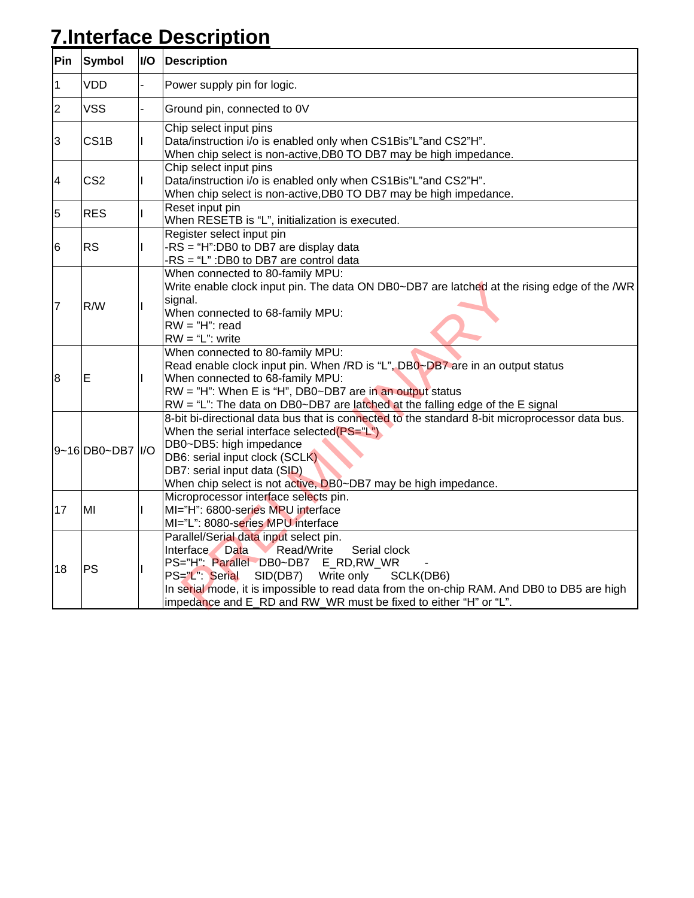# 7.Interface Description

| Pin | Symbol | I/O | Description |
|---|---|---|---|
| 1 | VDD | - | Power supply pin for logic. |
| 2 | VSS | - | Ground pin, connected to 0V |
| 3 | CS1B | I | Chip select input pins<br>Data/instruction i/o is enabled only when CS1Bis"L"and CS2"H".<br>When chip select is non-active,DB0 TO DB7 may be high impedance. |
| 4 | CS2 | I | Chip select input pins<br>Data/instruction i/o is enabled only when CS1Bis"L"and CS2"H".<br>When chip select is non-active,DB0 TO DB7 may be high impedance. |
| 5 | RES | I | Reset input pin<br>When RESETB is "L", initialization is executed. |
| 6 | RS | I | Register select input pin<br>-RS = "H":DB0 to DB7 are display data<br>-RS = "L" :DB0 to DB7 are control data |
| 7 | R/W | I | When connected to 80-family MPU:<br>Write enable clock input pin. The data ON DB0~DB7 are latched at the rising edge of the /WR signal.<br>When connected to 68-family MPU:<br>RW = "H": read<br>RW = "L": write |
| 8 | E | I | When connected to 80-family MPU:<br>Read enable clock input pin. When /RD is "L", DB0~DB7 are in an output status<br>When connected to 68-family MPU:<br>RW = "H": When E is "H", DB0~DB7 are in an output status<br>RW = "L": The data on DB0~DB7 are latched at the falling edge of the E signal |
| 9~16 | DB0~DB7 | I/O | 8-bit bi-directional data bus that is connected to the standard 8-bit microprocessor data bus.<br>When the serial interface selected(PS="L")<br>DB0~DB5: high impedance<br>DB6: serial input clock (SCLK)<br>DB7: serial input data (SID)<br>When chip select is not active, DB0~DB7 may be high impedance. |
| 17 | MI | I | Microprocessor interface selects pin.<br>MI="H": 6800-series MPU interface<br>MI="L": 8080-series MPU interface |
| 18 | PS | I | Parallel/Serial data input select pin.<br>Interface Data Read/Write Serial clock<br>PS="H": Parallel DB0~DB7 E_RD,RW_WR -<br>PS="L": Serial SID(DB7) Write only SCLK(DB6)<br>In serial mode, it is impossible to read data from the on-chip RAM. And DB0 to DB5 are high impedance and E_RD and RW_WR must be fixed to either "H" or "L". |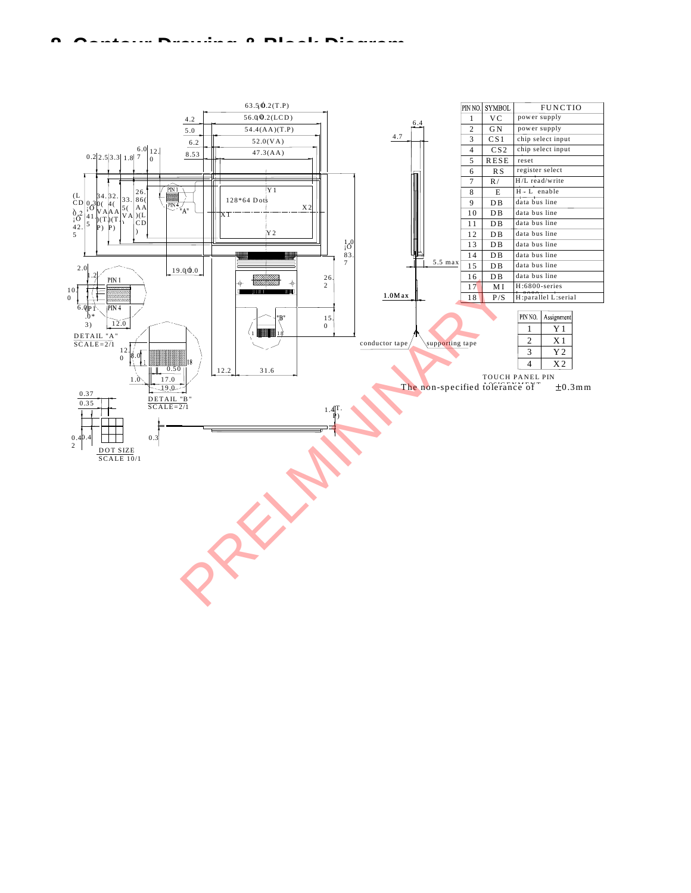# 8. Contour Drawing & Block Diagram

| PIN NO. | SYMBOL | FUNCTIO |
|---|---|---|
| 1 | VC | power supply |
| 2 | GN | power supply |
| 3 | CS1 | chip select input |
| 4 | CS2 | chip select input |
| 5 | RESE | reset |
| 6 | RS | register select |
| 7 | R/ | H/L read/write |
| 8 | E | H - L enable |
| 9 | DB | data bus line |
| 10 | DB | data bus line |
| 11 | DB | data bus line |
| 12 | DB | data bus line |
| 13 | DB | data bus line |
| 14 | DB | data bus line |
| 15 | DB | data bus line |
| 16 | DB | data bus line |
| 17 | MI | H:6800-series |
| 18 | P/S | H:parallel L:serial |

| PIN NO. | Assignment |
|---|---|
| 1 | Y1 |
| 2 | X1 |
| 3 | Y2 |
| 4 | X2 |

TOUCH PANEL PIN ASSIGNMENT

63.5±0.2(T.P)
56.0±0.2(LCD)
54.4(AA)(T.P)
52.0(VA)
47.3(AA)

128*64 Dots

DETAIL "A" SCALE=2/1

DETAIL "B" SCALE=2/1

DOT SIZE SCALE 10/1

conductor tape

supporting tape

1.0Max

5.5 max

The non-specified tolerance of ±0.3mm

PRELIMINARY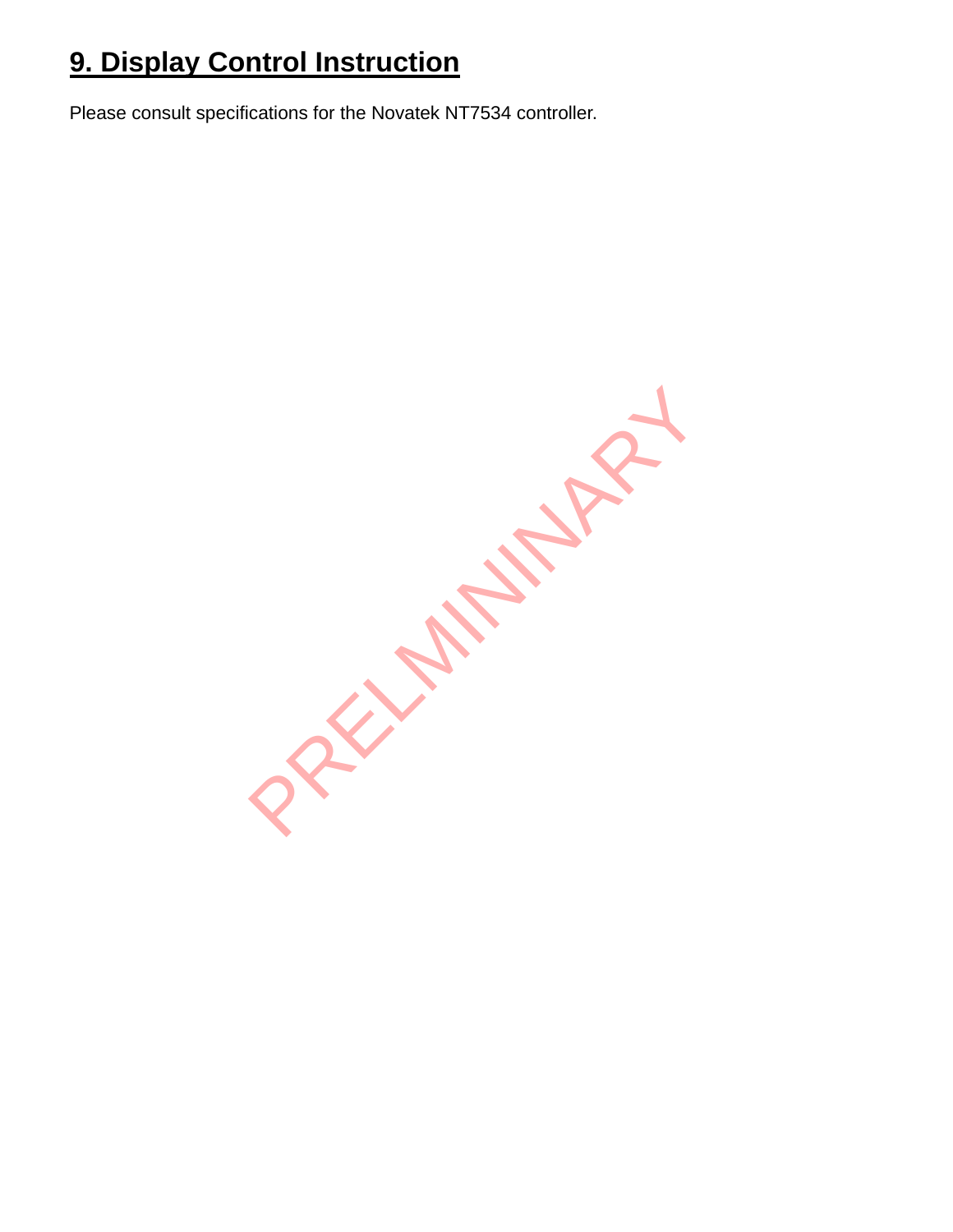## 9. Display Control Instruction

Please consult specifications for the Novatek NT7534 controller.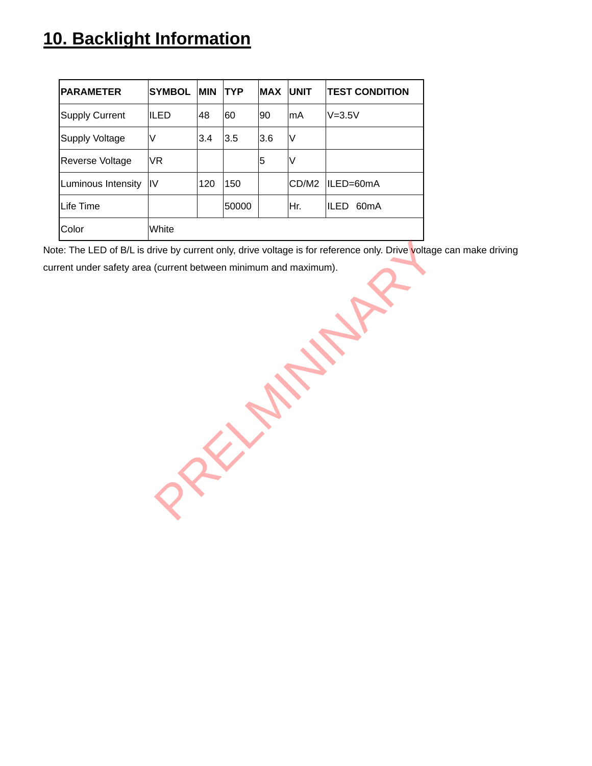## 10. Backlight Information

| PARAMETER | SYMBOL | MIN | TYP | MAX | UNIT | TEST CONDITION |
|---|---|---|---|---|---|---|
| Supply Current | ILED | 48 | 60 | 90 | mA | V=3.5V |
| Supply Voltage | V | 3.4 | 3.5 | 3.6 | V | |
| Reverse Voltage | VR | | | 5 | V | |
| Luminous Intensity | IV | 120 | 150 | | CD/M2 | ILED=60mA |
| Life Time | | | 50000 | | Hr. | ILED 60mA |
| Color | White | | | | | |

Note: The LED of B/L is drive by current only, drive voltage is for reference only. Drive voltage can make driving current under safety area (current between minimum and maximum).

PRELMININARY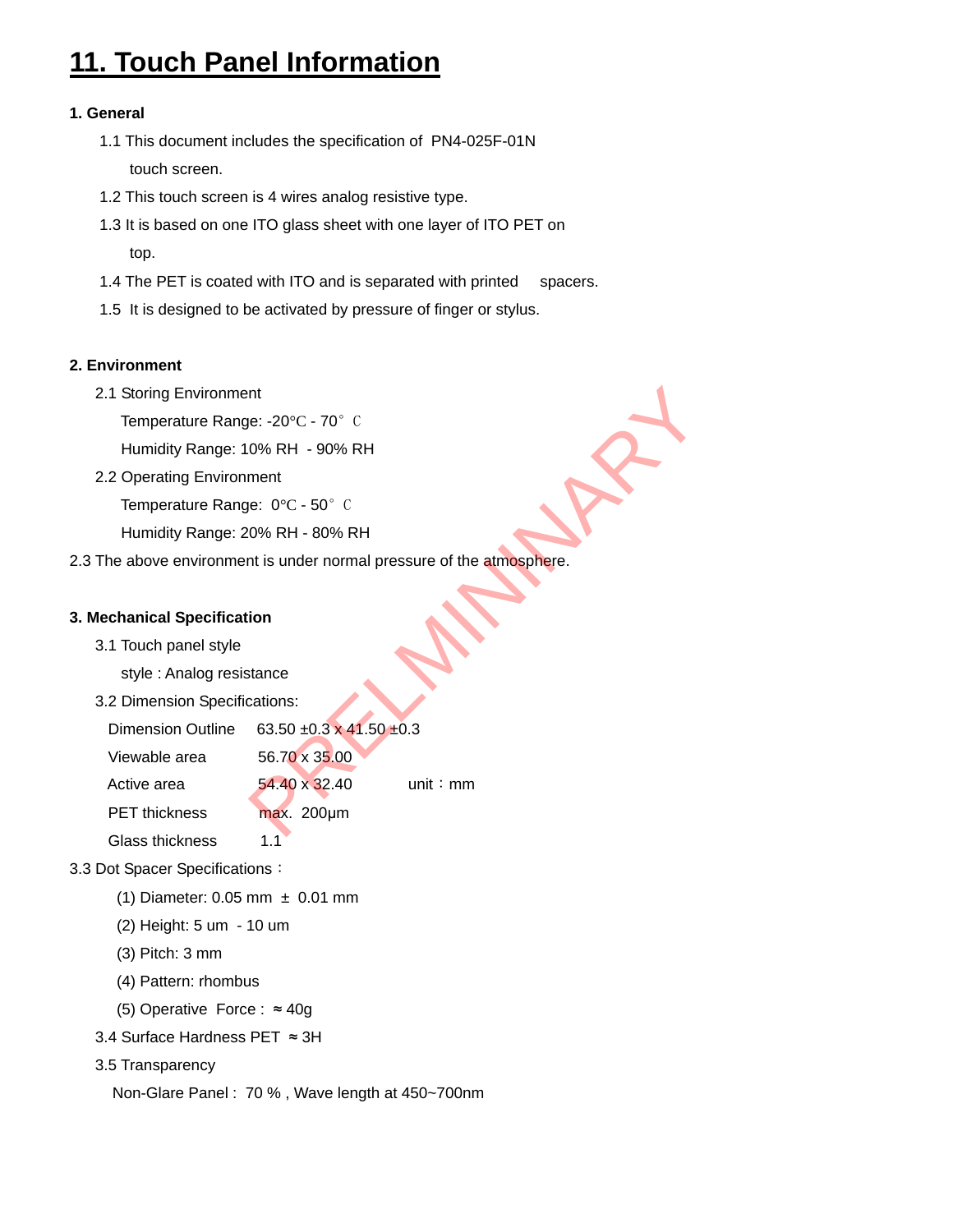# 11. Touch Panel Information

**1. General**

1.1 This document includes the specification of PN4-025F-01N touch screen.

1.2 This touch screen is 4 wires analog resistive type.

1.3 It is based on one ITO glass sheet with one layer of ITO PET on top.

1.4 The PET is coated with ITO and is separated with printed spacers.

1.5 It is designed to be activated by pressure of finger or stylus.

**2. Environment**

2.1 Storing Environment

Temperature Range: -20℃ - 70° C

Humidity Range: 10% RH - 90% RH

2.2 Operating Environment

Temperature Range: 0℃ - 50° C

Humidity Range: 20% RH - 80% RH

2.3 The above environment is under normal pressure of the atmosphere.

**3. Mechanical Specification**

3.1 Touch panel style

style : Analog resistance

3.2 Dimension Specifications:

| | | |
|---|---|---|
| Dimension Outline | 63.50 ±0.3 x 41.50 ±0.3 | |
| Viewable area | 56.70 x 35.00 | |
| Active area | 54.40 x 32.40 | unit：mm |
| PET thickness | max. 200μm | |
| Glass thickness | 1.1 | |

3.3 Dot Spacer Specifications：

(1) Diameter: 0.05 mm ± 0.01 mm

(2) Height: 5 um - 10 um

(3) Pitch: 3 mm

(4) Pattern: rhombus

(5) Operative Force : ≈ 40g

3.4 Surface Hardness PET ≈ 3H

3.5 Transparency

Non-Glare Panel : 70 % , Wave length at 450~700nm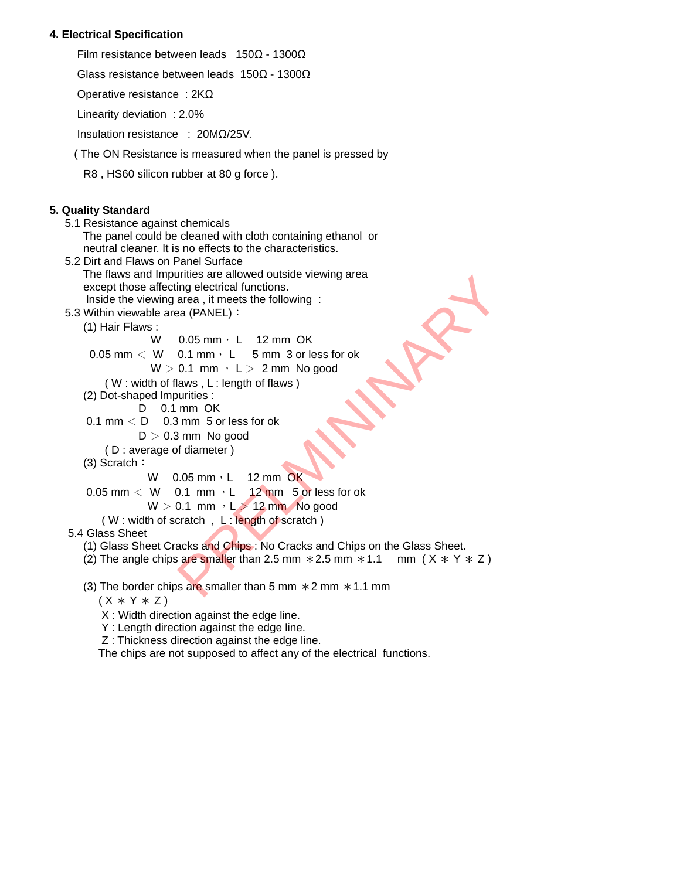**4. Electrical Specification**

Film resistance between leads 150Ω - 1300Ω

Glass resistance between leads 150Ω - 1300Ω

Operative resistance : 2KΩ

Linearity deviation : 2.0%

Insulation resistance : 20MΩ/25V.

( The ON Resistance is measured when the panel is pressed by R8 , HS60 silicon rubber at 80 g force ).

**5. Quality Standard**

5.1 Resistance against chemicals

The panel could be cleaned with cloth containing ethanol or neutral cleaner. It is no effects to the characteristics.

5.2 Dirt and Flaws on Panel Surface

The flaws and Impurities are allowed outside viewing area except those affecting electrical functions.

Inside the viewing area , it meets the following :

5.3 Within viewable area (PANEL) :

(1) Hair Flaws :

W 0.05 mm，L 12 mm OK

0.05 mm ＜ W 0.1 mm，L 5 mm 3 or less for ok

W ＞ 0.1 mm ，L ＞ 2 mm No good

( W : width of flaws , L : length of flaws )

(2) Dot-shaped Impurities :

D 0.1 mm OK

0.1 mm ＜ D 0.3 mm 5 or less for ok

D ＞ 0.3 mm No good

( D : average of diameter )

(3) Scratch：

W 0.05 mm，L 12 mm OK

0.05 mm ＜ W 0.1 mm ，L 12 mm 5 or less for ok

W ＞ 0.1 mm ，L ＞ 12 mm No good

( W : width of scratch , L : length of scratch )

5.4 Glass Sheet

(1) Glass Sheet Cracks and Chips : No Cracks and Chips on the Glass Sheet.

(2) The angle chips are smaller than 2.5 mm ∗2.5 mm ∗1.1 mm ( X ∗ Y ∗ Z )

(3) The border chips are smaller than 5 mm ∗2 mm ∗1.1 mm ( X ∗ Y ∗ Z )

X : Width direction against the edge line.

Y : Length direction against the edge line.

Z : Thickness direction against the edge line.

The chips are not supposed to affect any of the electrical functions.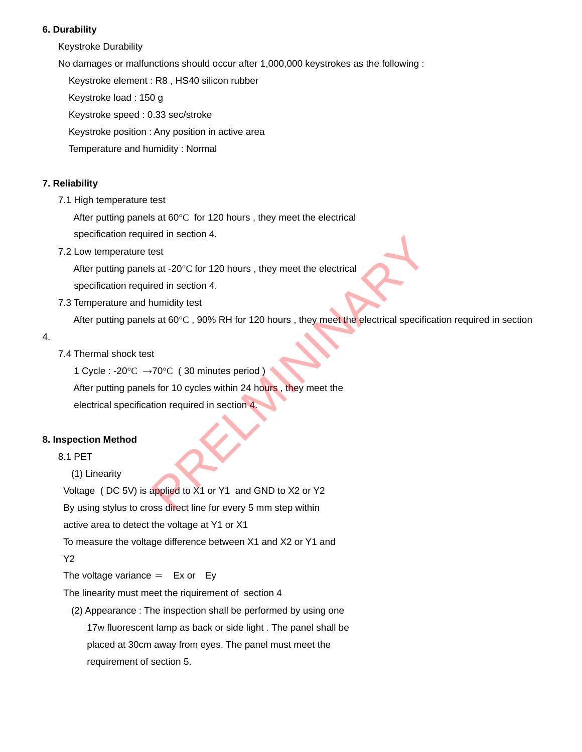## 6. Durability

Keystroke Durability

No damages or malfunctions should occur after 1,000,000 keystrokes as the following :

Keystroke element : R8 , HS40 silicon rubber

Keystroke load : 150 g

Keystroke speed : 0.33 sec/stroke

Keystroke position : Any position in active area

Temperature and humidity : Normal

## 7. Reliability

7.1 High temperature test

After putting panels at 60℃ for 120 hours , they meet the electrical specification required in section 4.

7.2 Low temperature test

After putting panels at -20℃ for 120 hours , they meet the electrical specification required in section 4.

7.3 Temperature and humidity test

After putting panels at 60℃ , 90% RH for 120 hours , they meet the electrical specification required in section 4.

7.4 Thermal shock test

1 Cycle : -20℃ →70℃ ( 30 minutes period )

After putting panels for 10 cycles within 24 hours , they meet the electrical specification required in section 4.

## 8. Inspection Method

8.1 PET

(1) Linearity

Voltage ( DC 5V) is applied to X1 or Y1 and GND to X2 or Y2

By using stylus to cross direct line for every 5 mm step within active area to detect the voltage at Y1 or X1

To measure the voltage difference between X1 and X2 or Y1 and Y2

The voltage variance = Ex or Ey

The linearity must meet the riquirement of section 4

(2) Appearance : The inspection shall be performed by using one 17w fluorescent lamp as back or side light . The panel shall be placed at 30cm away from eyes. The panel must meet the requirement of section 5.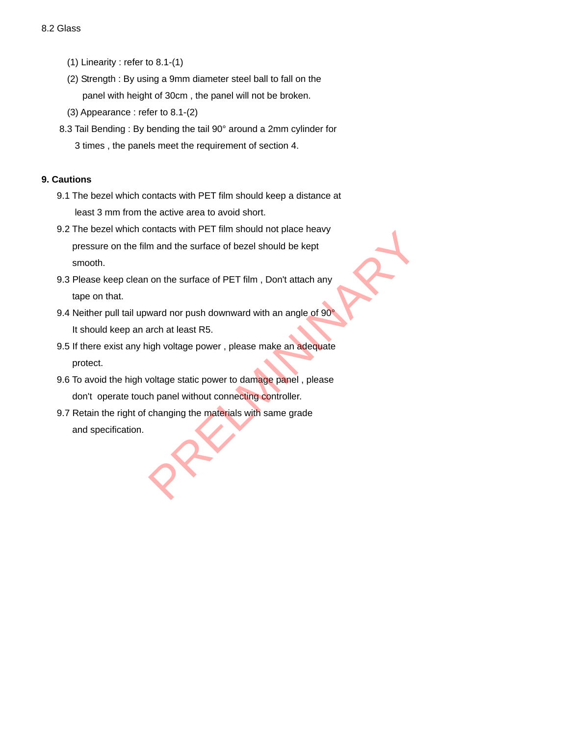8.2 Glass

(1) Linearity : refer to 8.1-(1)

(2) Strength : By using a 9mm diameter steel ball to fall on the panel with height of 30cm , the panel will not be broken.

(3) Appearance : refer to 8.1-(2)

8.3 Tail Bending : By bending the tail 90° around a 2mm cylinder for 3 times , the panels meet the requirement of section 4.

**9. Cautions**

9.1 The bezel which contacts with PET film should keep a distance at least 3 mm from the active area to avoid short.

9.2 The bezel which contacts with PET film should not place heavy pressure on the film and the surface of bezel should be kept smooth.

9.3 Please keep clean on the surface of PET film , Don't attach any tape on that.

9.4 Neither pull tail upward nor push downward with an angle of 90° It should keep an arch at least R5.

9.5 If there exist any high voltage power , please make an adequate protect.

9.6 To avoid the high voltage static power to damage panel , please don't operate touch panel without connecting controller.

9.7 Retain the right of changing the materials with same grade and specification.

PRELIMINARY